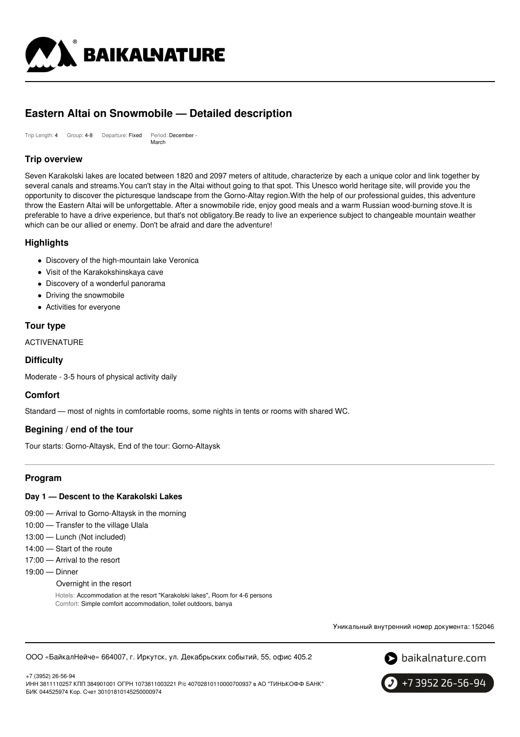# Eastern Altai on Snowmobile — Detailed description

Trip Length: 4 Group: 4-8 Departure: Fixed Period: December - March

## Trip overview

Seven Karakolski lakes are located between 1820 and 2097 meters of altitude, characterize by each a unique color and link together by several canals and streams.You can't stay in the Altai without going to that spot. This Unesco world heritage site, will provide you the opportunity to discover the picturesque landscape from the Gorno-Altay region.With the help of our professional guides, this adventure throw the Eastern Altai will be unforgettable. After a snowmobile ride, enjoy good meals and a warm Russian wood-burning stove.It is preferable to have a drive experience, but that's not obligatory.Be ready to live an experience subject to changeable mountain weather which can be our allied or enemy. Don't be afraid and dare the adventure!

## Highlights

- Discovery of the high-mountain lake Veronica
- Visit of the Karakokshinskaya cave
- Discovery of a wonderful panorama
- Driving the snowmobile
- Activities for everyone

## Tour type

ACTIVENATURE

## Difficulty

Moderate - 3-5 hours of physical activity daily

## Comfort

Standard — most of nights in comfortable rooms, some nights in tents or rooms with shared WC.

## Begining / end of the tour

Tour starts: Gorno-Altaysk, End of the tour: Gorno-Altaysk

---

## Program

### Day 1 — Descent to the Karakolski Lakes

09:00 — Arrival to Gorno-Altaysk in the morning
10:00 — Transfer to the village Ulala
13:00 — Lunch (Not included)
14:00 — Start of the route
17:00 — Arrival to the resort
19:00 — Dinner

Overnight in the resort

Hotels: Accommodation at the resort "Karakolski lakes", Room for 4-6 persons
Comfort: Simple comfort accommodation, toilet outdoors, banya

Уникальный внутренний номер документа: 152046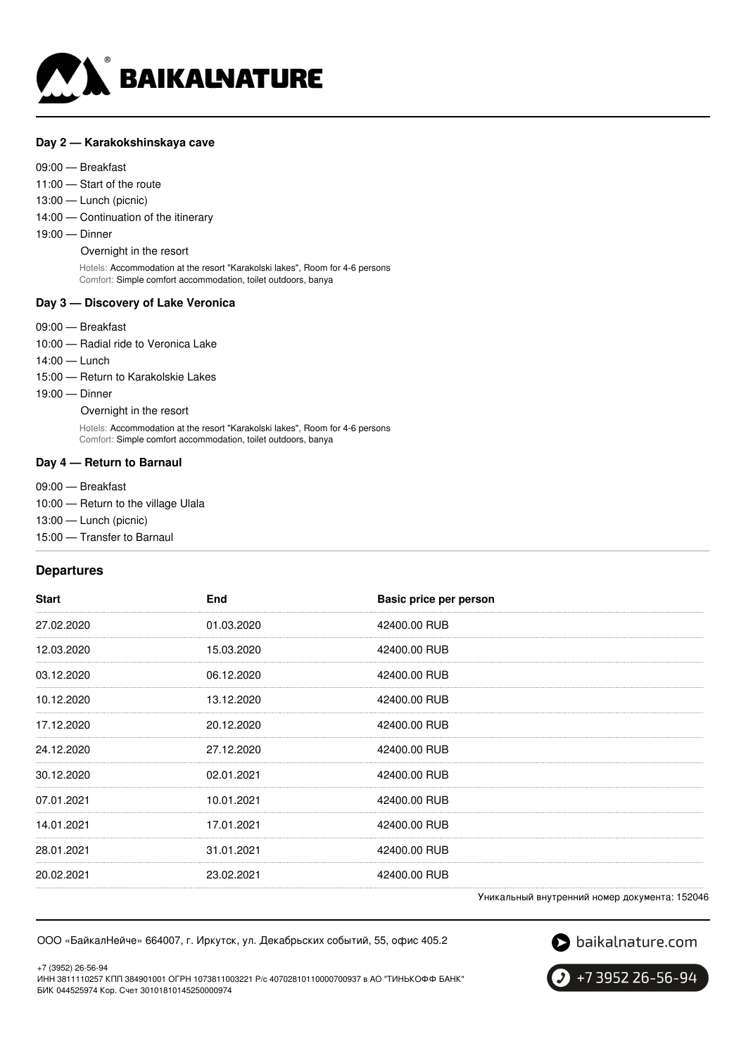### Day 2 — Karakokshinskaya cave

09:00 — Breakfast
11:00 — Start of the route
13:00 — Lunch (picnic)
14:00 — Continuation of the itinerary
19:00 — Dinner

Overnight in the resort

Hotels: Accommodation at the resort "Karakolski lakes", Room for 4-6 persons
Comfort: Simple comfort accommodation, toilet outdoors, banya

### Day 3 — Discovery of Lake Veronica

09:00 — Breakfast
10:00 — Radial ride to Veronica Lake
14:00 — Lunch
15:00 — Return to Karakolskie Lakes
19:00 — Dinner

Overnight in the resort

Hotels: Accommodation at the resort "Karakolski lakes", Room for 4-6 persons
Comfort: Simple comfort accommodation, toilet outdoors, banya

### Day 4 — Return to Barnaul

09:00 — Breakfast
10:00 — Return to the village Ulala
13:00 — Lunch (picnic)
15:00 — Transfer to Barnaul

## Departures

| Start | End | Basic price per person |
|---|---|---|
| 27.02.2020 | 01.03.2020 | 42400.00 RUB |
| 12.03.2020 | 15.03.2020 | 42400.00 RUB |
| 03.12.2020 | 06.12.2020 | 42400.00 RUB |
| 10.12.2020 | 13.12.2020 | 42400.00 RUB |
| 17.12.2020 | 20.12.2020 | 42400.00 RUB |
| 24.12.2020 | 27.12.2020 | 42400.00 RUB |
| 30.12.2020 | 02.01.2021 | 42400.00 RUB |
| 07.01.2021 | 10.01.2021 | 42400.00 RUB |
| 14.01.2021 | 17.01.2021 | 42400.00 RUB |
| 28.01.2021 | 31.01.2021 | 42400.00 RUB |
| 20.02.2021 | 23.02.2021 | 42400.00 RUB |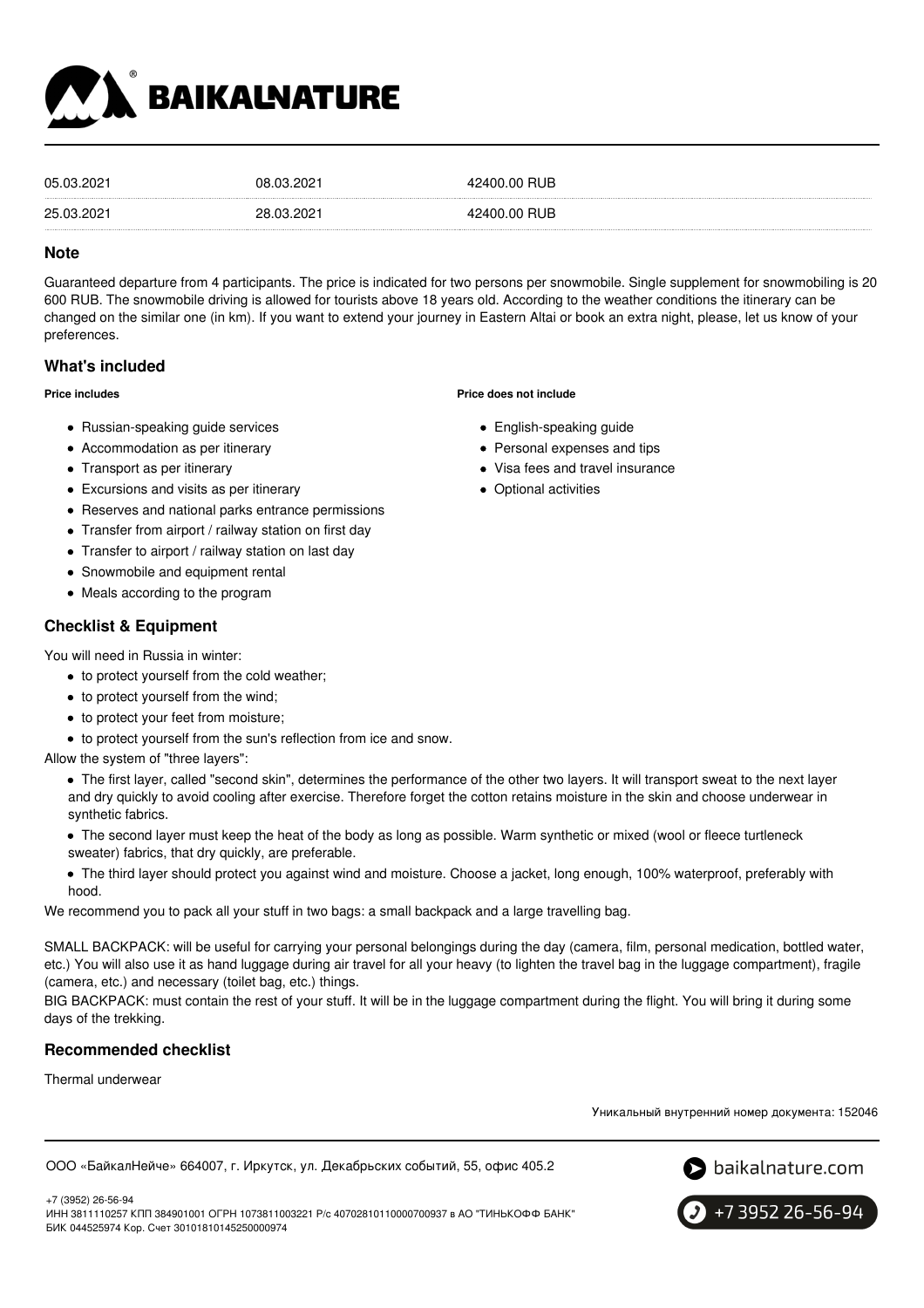| | | |
|---|---|---|
| 05.03.2021 | 08.03.2021 | 42400.00 RUB |
| 25.03.2021 | 28.03.2021 | 42400.00 RUB |

## Note

Guaranteed departure from 4 participants. The price is indicated for two persons per snowmobile. Single supplement for snowmobiling is 20 600 RUB. The snowmobile driving is allowed for tourists above 18 years old. According to the weather conditions the itinerary can be changed on the similar one (in km). If you want to extend your journey in Eastern Altai or book an extra night, please, let us know of your preferences.

## What's included

**Price includes**

- Russian-speaking guide services
- Accommodation as per itinerary
- Transport as per itinerary
- Excursions and visits as per itinerary
- Reserves and national parks entrance permissions
- Transfer from airport / railway station on first day
- Transfer to airport / railway station on last day
- Snowmobile and equipment rental
- Meals according to the program

**Price does not include**

- English-speaking guide
- Personal expenses and tips
- Visa fees and travel insurance
- Optional activities

## Checklist & Equipment

You will need in Russia in winter:

- to protect yourself from the cold weather;
- to protect yourself from the wind;
- to protect your feet from moisture;
- to protect yourself from the sun's reflection from ice and snow.

Allow the system of "three layers":

- The first layer, called "second skin", determines the performance of the other two layers. It will transport sweat to the next layer and dry quickly to avoid cooling after exercise. Therefore forget the cotton retains moisture in the skin and choose underwear in synthetic fabrics.
- The second layer must keep the heat of the body as long as possible. Warm synthetic or mixed (wool or fleece turtleneck sweater) fabrics, that dry quickly, are preferable.
- The third layer should protect you against wind and moisture. Choose a jacket, long enough, 100% waterproof, preferably with hood.

We recommend you to pack all your stuff in two bags: a small backpack and a large travelling bag.

SMALL BACKPACK: will be useful for carrying your personal belongings during the day (camera, film, personal medication, bottled water, etc.) You will also use it as hand luggage during air travel for all your heavy (to lighten the travel bag in the luggage compartment), fragile (camera, etc.) and necessary (toilet bag, etc.) things.

BIG BACKPACK: must contain the rest of your stuff. It will be in the luggage compartment during the flight. You will bring it during some days of the trekking.

## Recommended checklist

Thermal underwear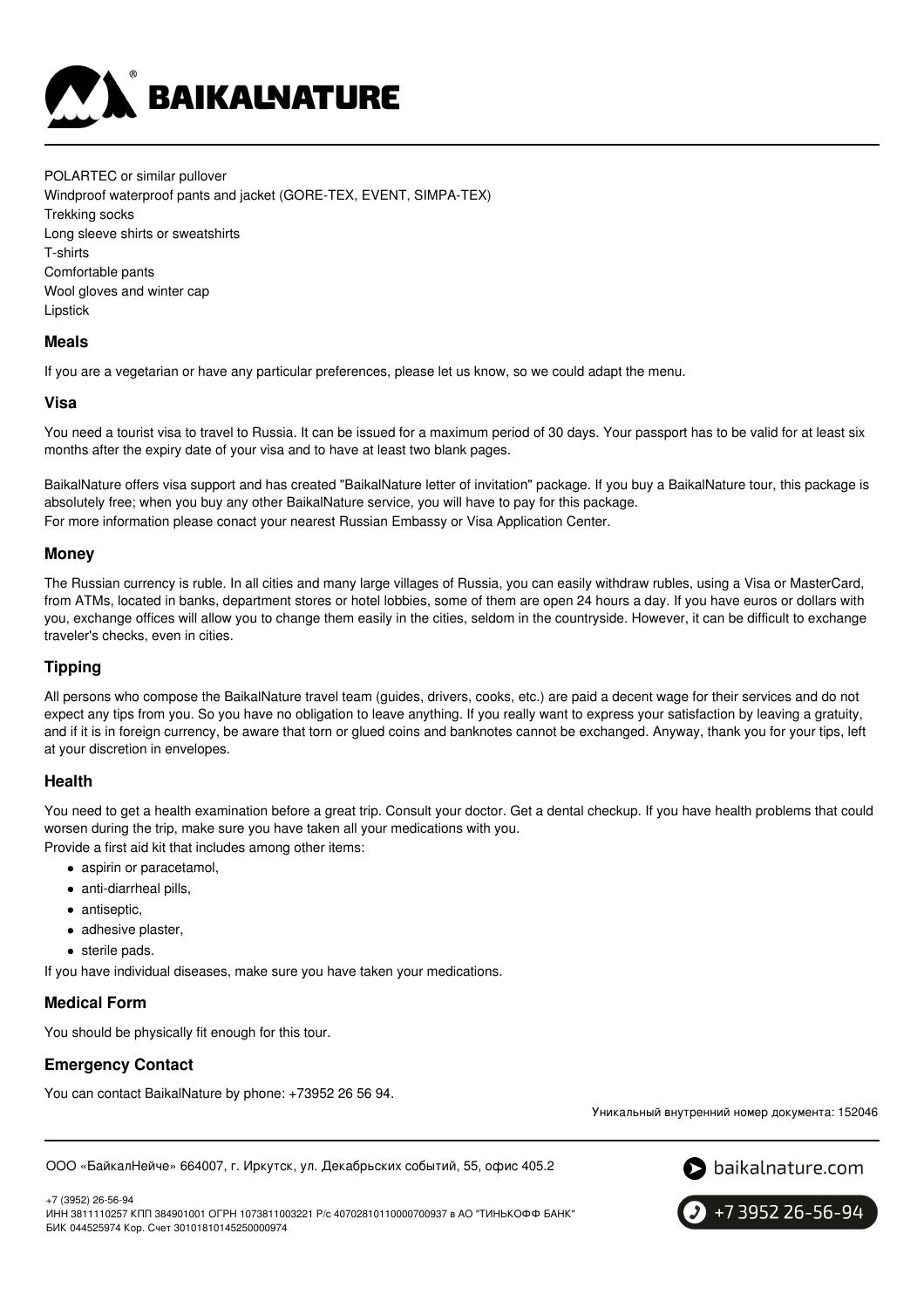POLARTEC or similar pullover
Windproof waterproof pants and jacket (GORE-TEX, EVENT, SIMPA-TEX)
Trekking socks
Long sleeve shirts or sweatshirts
T-shirts
Comfortable pants
Wool gloves and winter cap
Lipstick

### Meals

If you are a vegetarian or have any particular preferences, please let us know, so we could adapt the menu.

### Visa

You need a tourist visa to travel to Russia. It can be issued for a maximum period of 30 days. Your passport has to be valid for at least six months after the expiry date of your visa and to have at least two blank pages.

BaikalNature offers visa support and has created "BaikalNature letter of invitation" package. If you buy a BaikalNature tour, this package is absolutely free; when you buy any other BaikalNature service, you will have to pay for this package.
For more information please conact your nearest Russian Embassy or Visa Application Center.

### Money

The Russian currency is ruble. In all cities and many large villages of Russia, you can easily withdraw rubles, using a Visa or MasterCard, from ATMs, located in banks, department stores or hotel lobbies, some of them are open 24 hours a day. If you have euros or dollars with you, exchange offices will allow you to change them easily in the cities, seldom in the countryside. However, it can be difficult to exchange traveler's checks, even in cities.

### Tipping

All persons who compose the BaikalNature travel team (guides, drivers, cooks, etc.) are paid a decent wage for their services and do not expect any tips from you. So you have no obligation to leave anything. If you really want to express your satisfaction by leaving a gratuity, and if it is in foreign currency, be aware that torn or glued coins and banknotes cannot be exchanged. Anyway, thank you for your tips, left at your discretion in envelopes.

### Health

You need to get a health examination before a great trip. Consult your doctor. Get a dental checkup. If you have health problems that could worsen during the trip, make sure you have taken all your medications with you.
Provide a first aid kit that includes among other items:

- aspirin or paracetamol,
- anti-diarrheal pills,
- antiseptic,
- adhesive plaster,
- sterile pads.

If you have individual diseases, make sure you have taken your medications.

### Medical Form

You should be physically fit enough for this tour.

### Emergency Contact

You can contact BaikalNature by phone: +73952 26 56 94.

Уникальный внутренний номер документа: 152046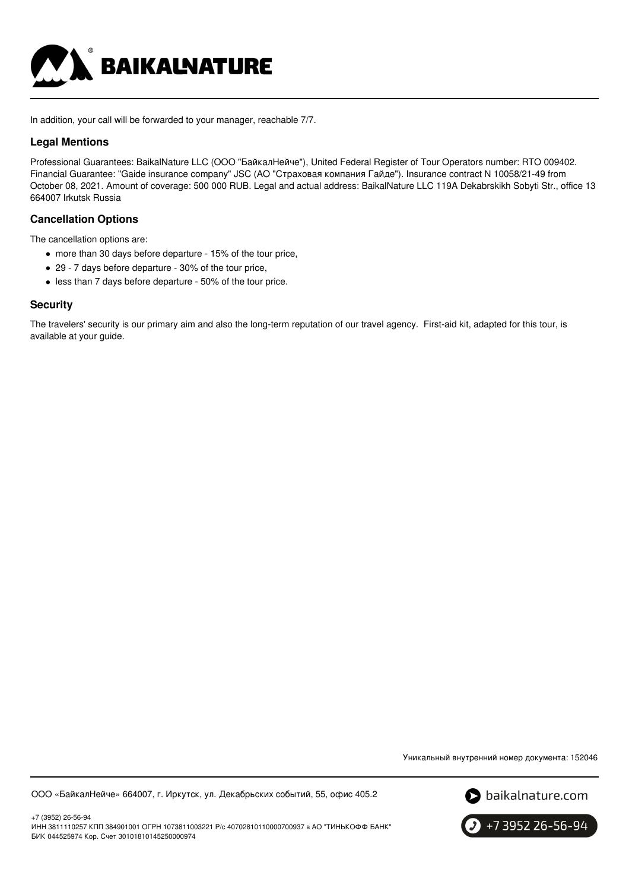In addition, your call will be forwarded to your manager, reachable 7/7.

### Legal Mentions

Professional Guarantees: BaikalNature LLC (ООО "БайкалНейче"), United Federal Register of Tour Operators number: RTO 009402. Financial Guarantee: "Gaide insurance company" JSC (АО "Страховая компания Гайде"). Insurance contract N 10058/21-49 from October 08, 2021. Amount of coverage: 500 000 RUB. Legal and actual address: BaikalNature LLC 119A Dekabrskikh Sobyti Str., office 13 664007 Irkutsk Russia

### Cancellation Options

The cancellation options are:

- more than 30 days before departure - 15% of the tour price,
- 29 - 7 days before departure - 30% of the tour price,
- less than 7 days before departure - 50% of the tour price.

### Security

The travelers' security is our primary aim and also the long-term reputation of our travel agency. First-aid kit, adapted for this tour, is available at your guide.

Уникальный внутренний номер документа: 152046